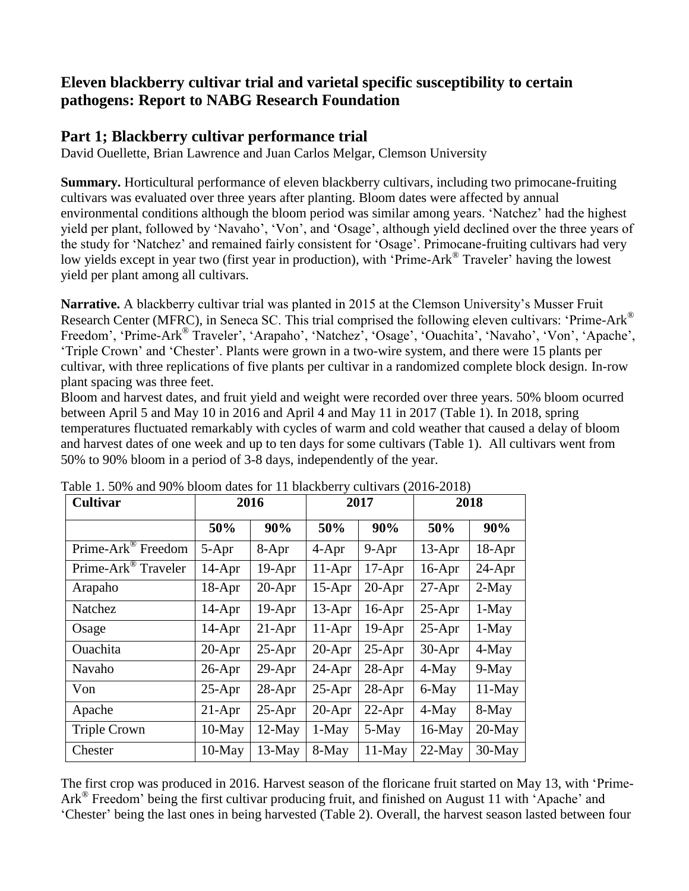# Eleven blackberry cultivar trial and varietal specific susceptibility to certain pathogens: Report to NABG Research Foundation

## Part 1; Blackberry cultivar performance trial

David Ouellette, Brian Lawrence and Juan Carlos Melgar, Clemson University

**Summary.** Horticultural performance of eleven blackberry cultivars, including two primocane-fruiting cultivars was evaluated over three years after planting. Bloom dates were affected by annual environmental conditions although the bloom period was similar among years. 'Natchez' had the highest yield per plant, followed by 'Navaho', 'Von', and 'Osage', although yield declined over the three years of the study for 'Natchez' and remained fairly consistent for 'Osage'. Primocane-fruiting cultivars had very low yields except in year two (first year in production), with 'Prime-Ark® Traveler' having the lowest yield per plant among all cultivars.

**Narrative.** A blackberry cultivar trial was planted in 2015 at the Clemson University's Musser Fruit Research Center (MFRC), in Seneca SC. This trial comprised the following eleven cultivars: 'Prime-Ark® Freedom', 'Prime-Ark® Traveler', 'Arapaho', 'Natchez', 'Osage', 'Ouachita', 'Navaho', 'Von', 'Apache', 'Triple Crown' and 'Chester'. Plants were grown in a two-wire system, and there were 15 plants per cultivar, with three replications of five plants per cultivar in a randomized complete block design. In-row plant spacing was three feet.

Bloom and harvest dates, and fruit yield and weight were recorded over three years. 50% bloom ocurred between April 5 and May 10 in 2016 and April 4 and May 11 in 2017 (Table 1). In 2018, spring temperatures fluctuated remarkably with cycles of warm and cold weather that caused a delay of bloom and harvest dates of one week and up to ten days for some cultivars (Table 1). All cultivars went from 50% to 90% bloom in a period of 3-8 days, independently of the year.

Table 1. 50% and 90% bloom dates for 11 blackberry cultivars (2016-2018)

| Cultivar | 2016 | | 2017 | | 2018 | |
|---|---|---|---|---|---|---|
| | 50% | 90% | 50% | 90% | 50% | 90% |
| Prime-Ark® Freedom | 5-Apr | 8-Apr | 4-Apr | 9-Apr | 13-Apr | 18-Apr |
| Prime-Ark® Traveler | 14-Apr | 19-Apr | 11-Apr | 17-Apr | 16-Apr | 24-Apr |
| Arapaho | 18-Apr | 20-Apr | 15-Apr | 20-Apr | 27-Apr | 2-May |
| Natchez | 14-Apr | 19-Apr | 13-Apr | 16-Apr | 25-Apr | 1-May |
| Osage | 14-Apr | 21-Apr | 11-Apr | 19-Apr | 25-Apr | 1-May |
| Ouachita | 20-Apr | 25-Apr | 20-Apr | 25-Apr | 30-Apr | 4-May |
| Navaho | 26-Apr | 29-Apr | 24-Apr | 28-Apr | 4-May | 9-May |
| Von | 25-Apr | 28-Apr | 25-Apr | 28-Apr | 6-May | 11-May |
| Apache | 21-Apr | 25-Apr | 20-Apr | 22-Apr | 4-May | 8-May |
| Triple Crown | 10-May | 12-May | 1-May | 5-May | 16-May | 20-May |
| Chester | 10-May | 13-May | 8-May | 11-May | 22-May | 30-May |

The first crop was produced in 2016. Harvest season of the floricane fruit started on May 13, with 'Prime-Ark® Freedom' being the first cultivar producing fruit, and finished on August 11 with 'Apache' and 'Chester' being the last ones in being harvested (Table 2). Overall, the harvest season lasted between four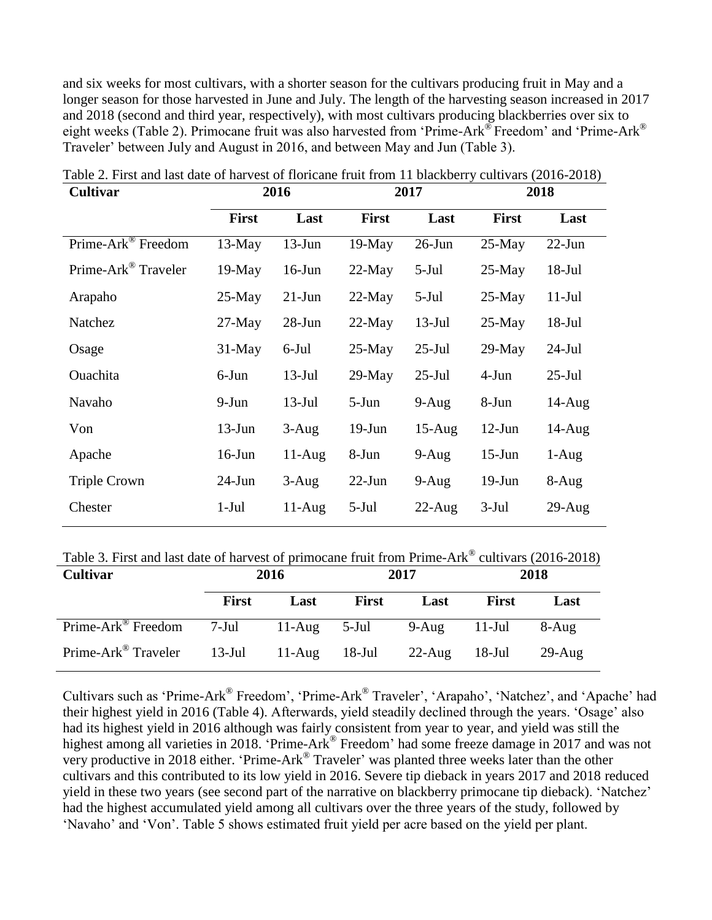and six weeks for most cultivars, with a shorter season for the cultivars producing fruit in May and a longer season for those harvested in June and July. The length of the harvesting season increased in 2017 and 2018 (second and third year, respectively), with most cultivars producing blackberries over six to eight weeks (Table 2). Primocane fruit was also harvested from 'Prime-Ark® Freedom' and 'Prime-Ark® Traveler' between July and August in 2016, and between May and Jun (Table 3).

Table 2. First and last date of harvest of floricane fruit from 11 blackberry cultivars (2016-2018)

| Cultivar | 2016 | | 2017 | | 2018 | |
|---|---|---|---|---|---|---|
| | First | Last | First | Last | First | Last |
| Prime-Ark® Freedom | 13-May | 13-Jun | 19-May | 26-Jun | 25-May | 22-Jun |
| Prime-Ark® Traveler | 19-May | 16-Jun | 22-May | 5-Jul | 25-May | 18-Jul |
| Arapaho | 25-May | 21-Jun | 22-May | 5-Jul | 25-May | 11-Jul |
| Natchez | 27-May | 28-Jun | 22-May | 13-Jul | 25-May | 18-Jul |
| Osage | 31-May | 6-Jul | 25-May | 25-Jul | 29-May | 24-Jul |
| Ouachita | 6-Jun | 13-Jul | 29-May | 25-Jul | 4-Jun | 25-Jul |
| Navaho | 9-Jun | 13-Jul | 5-Jun | 9-Aug | 8-Jun | 14-Aug |
| Von | 13-Jun | 3-Aug | 19-Jun | 15-Aug | 12-Jun | 14-Aug |
| Apache | 16-Jun | 11-Aug | 8-Jun | 9-Aug | 15-Jun | 1-Aug |
| Triple Crown | 24-Jun | 3-Aug | 22-Jun | 9-Aug | 19-Jun | 8-Aug |
| Chester | 1-Jul | 11-Aug | 5-Jul | 22-Aug | 3-Jul | 29-Aug |

Table 3. First and last date of harvest of primocane fruit from Prime-Ark® cultivars (2016-2018)

| Cultivar | 2016 | | 2017 | | 2018 | |
|---|---|---|---|---|---|---|
| | First | Last | First | Last | First | Last |
| Prime-Ark® Freedom | 7-Jul | 11-Aug | 5-Jul | 9-Aug | 11-Jul | 8-Aug |
| Prime-Ark® Traveler | 13-Jul | 11-Aug | 18-Jul | 22-Aug | 18-Jul | 29-Aug |

Cultivars such as 'Prime-Ark® Freedom', 'Prime-Ark® Traveler', 'Arapaho', 'Natchez', and 'Apache' had their highest yield in 2016 (Table 4). Afterwards, yield steadily declined through the years. 'Osage' also had its highest yield in 2016 although was fairly consistent from year to year, and yield was still the highest among all varieties in 2018. 'Prime-Ark® Freedom' had some freeze damage in 2017 and was not very productive in 2018 either. 'Prime-Ark® Traveler' was planted three weeks later than the other cultivars and this contributed to its low yield in 2016. Severe tip dieback in years 2017 and 2018 reduced yield in these two years (see second part of the narrative on blackberry primocane tip dieback). 'Natchez' had the highest accumulated yield among all cultivars over the three years of the study, followed by 'Navaho' and 'Von'. Table 5 shows estimated fruit yield per acre based on the yield per plant.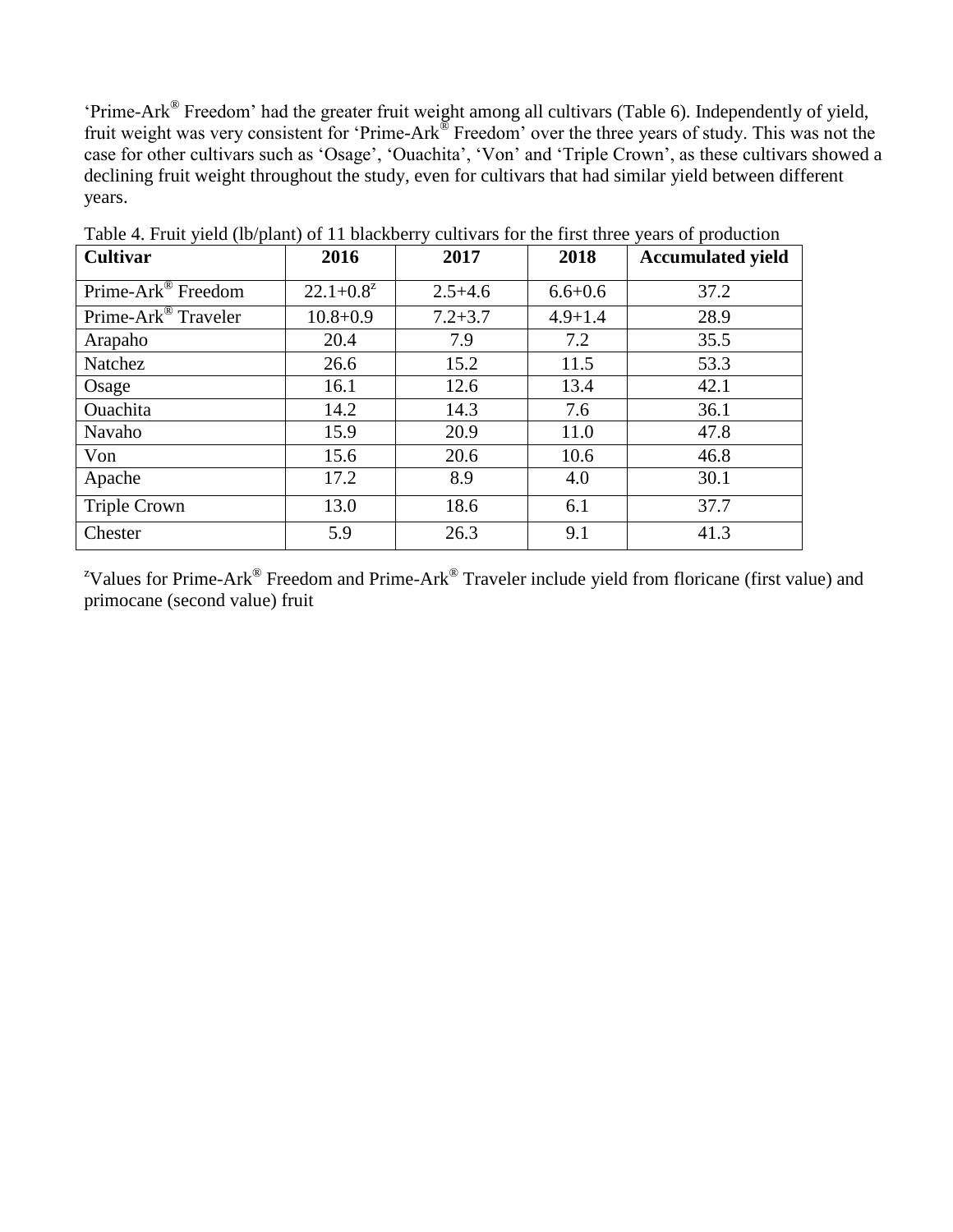'Prime-Ark® Freedom' had the greater fruit weight among all cultivars (Table 6). Independently of yield, fruit weight was very consistent for 'Prime-Ark® Freedom' over the three years of study. This was not the case for other cultivars such as 'Osage', 'Ouachita', 'Von' and 'Triple Crown', as these cultivars showed a declining fruit weight throughout the study, even for cultivars that had similar yield between different years.

Table 4. Fruit yield (lb/plant) of 11 blackberry cultivars for the first three years of production

| **Cultivar** | **2016** | **2017** | **2018** | **Accumulated yield** |
|---|---|---|---|---|
| Prime-Ark® Freedom | 22.1+0.8[z] | 2.5+4.6 | 6.6+0.6 | 37.2 |
| Prime-Ark® Traveler | 10.8+0.9 | 7.2+3.7 | 4.9+1.4 | 28.9 |
| Arapaho | 20.4 | 7.9 | 7.2 | 35.5 |
| Natchez | 26.6 | 15.2 | 11.5 | 53.3 |
| Osage | 16.1 | 12.6 | 13.4 | 42.1 |
| Ouachita | 14.2 | 14.3 | 7.6 | 36.1 |
| Navaho | 15.9 | 20.9 | 11.0 | 47.8 |
| Von | 15.6 | 20.6 | 10.6 | 46.8 |
| Apache | 17.2 | 8.9 | 4.0 | 30.1 |
| Triple Crown | 13.0 | 18.6 | 6.1 | 37.7 |
| Chester | 5.9 | 26.3 | 9.1 | 41.3 |

[z]Values for Prime-Ark® Freedom and Prime-Ark® Traveler include yield from floricane (first value) and primocane (second value) fruit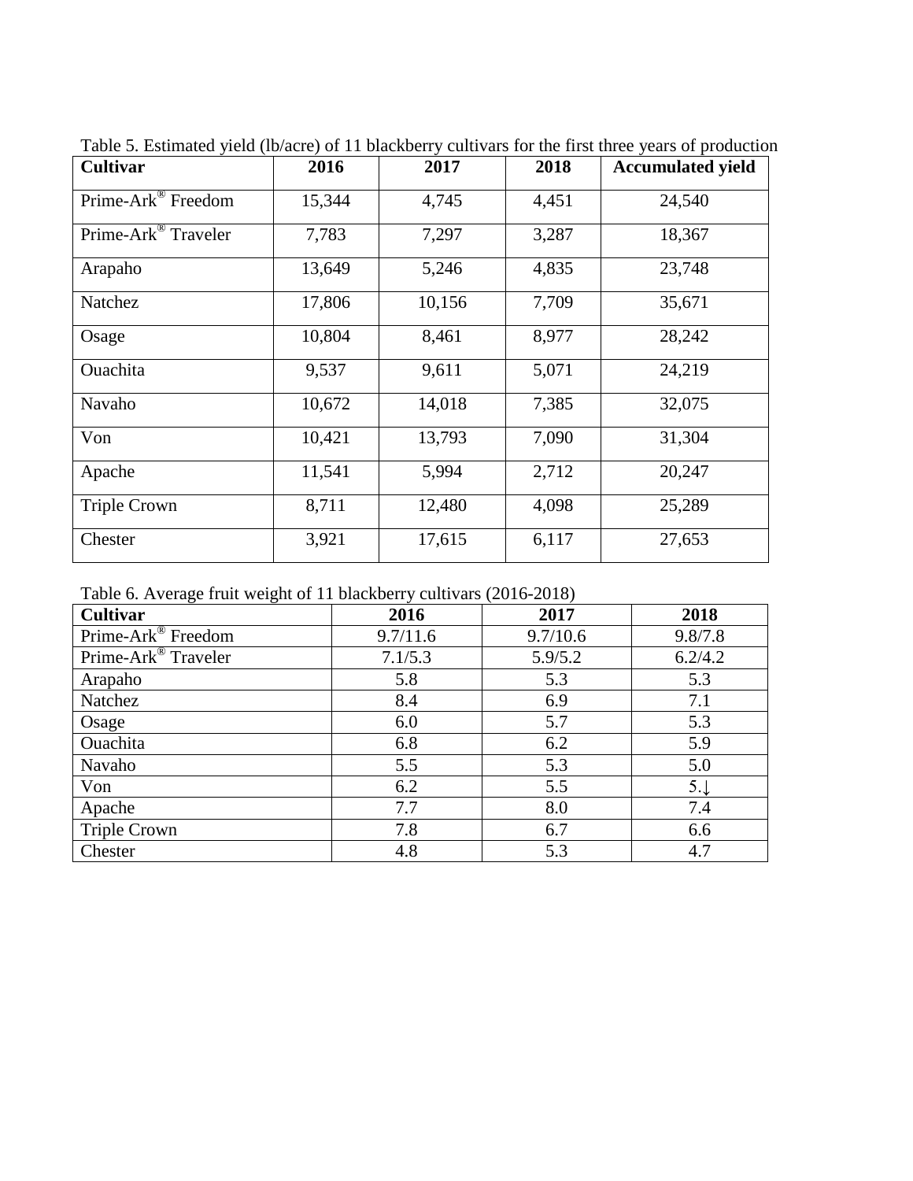Table 5. Estimated yield (lb/acre) of 11 blackberry cultivars for the first three years of production

| Cultivar | 2016 | 2017 | 2018 | Accumulated yield |
|---|---|---|---|---|
| Prime-Ark® Freedom | 15,344 | 4,745 | 4,451 | 24,540 |
| Prime-Ark® Traveler | 7,783 | 7,297 | 3,287 | 18,367 |
| Arapaho | 13,649 | 5,246 | 4,835 | 23,748 |
| Natchez | 17,806 | 10,156 | 7,709 | 35,671 |
| Osage | 10,804 | 8,461 | 8,977 | 28,242 |
| Ouachita | 9,537 | 9,611 | 5,071 | 24,219 |
| Navaho | 10,672 | 14,018 | 7,385 | 32,075 |
| Von | 10,421 | 13,793 | 7,090 | 31,304 |
| Apache | 11,541 | 5,994 | 2,712 | 20,247 |
| Triple Crown | 8,711 | 12,480 | 4,098 | 25,289 |
| Chester | 3,921 | 17,615 | 6,117 | 27,653 |

Table 6. Average fruit weight of 11 blackberry cultivars (2016-2018)

| Cultivar | 2016 | 2017 | 2018 |
|---|---|---|---|
| Prime-Ark® Freedom | 9.7/11.6 | 9.7/10.6 | 9.8/7.8 |
| Prime-Ark® Traveler | 7.1/5.3 | 5.9/5.2 | 6.2/4.2 |
| Arapaho | 5.8 | 5.3 | 5.3 |
| Natchez | 8.4 | 6.9 | 7.1 |
| Osage | 6.0 | 5.7 | 5.3 |
| Ouachita | 6.8 | 6.2 | 5.9 |
| Navaho | 5.5 | 5.3 | 5.0 |
| Von | 6.2 | 5.5 | 5.↓ |
| Apache | 7.7 | 8.0 | 7.4 |
| Triple Crown | 7.8 | 6.7 | 6.6 |
| Chester | 4.8 | 5.3 | 4.7 |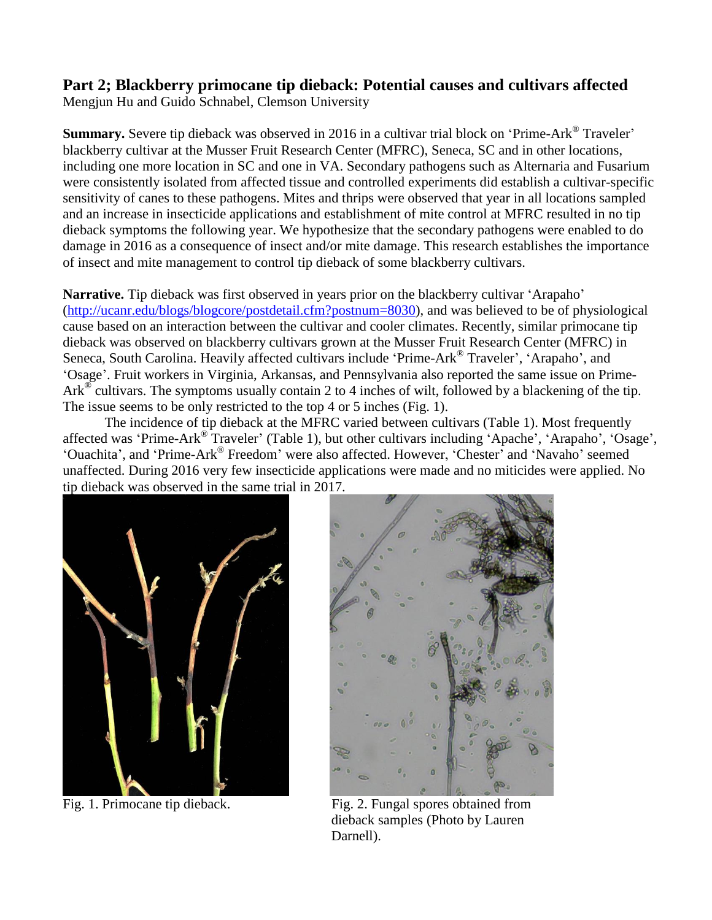## Part 2; Blackberry primocane tip dieback: Potential causes and cultivars affected

Mengjun Hu and Guido Schnabel, Clemson University

**Summary.** Severe tip dieback was observed in 2016 in a cultivar trial block on 'Prime-Ark® Traveler' blackberry cultivar at the Musser Fruit Research Center (MFRC), Seneca, SC and in other locations, including one more location in SC and one in VA. Secondary pathogens such as Alternaria and Fusarium were consistently isolated from affected tissue and controlled experiments did establish a cultivar-specific sensitivity of canes to these pathogens. Mites and thrips were observed that year in all locations sampled and an increase in insecticide applications and establishment of mite control at MFRC resulted in no tip dieback symptoms the following year. We hypothesize that the secondary pathogens were enabled to do damage in 2016 as a consequence of insect and/or mite damage. This research establishes the importance of insect and mite management to control tip dieback of some blackberry cultivars.

**Narrative.** Tip dieback was first observed in years prior on the blackberry cultivar 'Arapaho' (http://ucanr.edu/blogs/blogcore/postdetail.cfm?postnum=8030), and was believed to be of physiological cause based on an interaction between the cultivar and cooler climates. Recently, similar primocane tip dieback was observed on blackberry cultivars grown at the Musser Fruit Research Center (MFRC) in Seneca, South Carolina. Heavily affected cultivars include 'Prime-Ark® Traveler', 'Arapaho', and 'Osage'. Fruit workers in Virginia, Arkansas, and Pennsylvania also reported the same issue on Prime-Ark® cultivars. The symptoms usually contain 2 to 4 inches of wilt, followed by a blackening of the tip. The issue seems to be only restricted to the top 4 or 5 inches (Fig. 1).

The incidence of tip dieback at the MFRC varied between cultivars (Table 1). Most frequently affected was 'Prime-Ark® Traveler' (Table 1), but other cultivars including 'Apache', 'Arapaho', 'Osage', 'Ouachita', and 'Prime-Ark® Freedom' were also affected. However, 'Chester' and 'Navaho' seemed unaffected. During 2016 very few insecticide applications were made and no miticides were applied. No tip dieback was observed in the same trial in 2017.

Fig. 1. Primocane tip dieback.

Fig. 2. Fungal spores obtained from dieback samples (Photo by Lauren Darnell).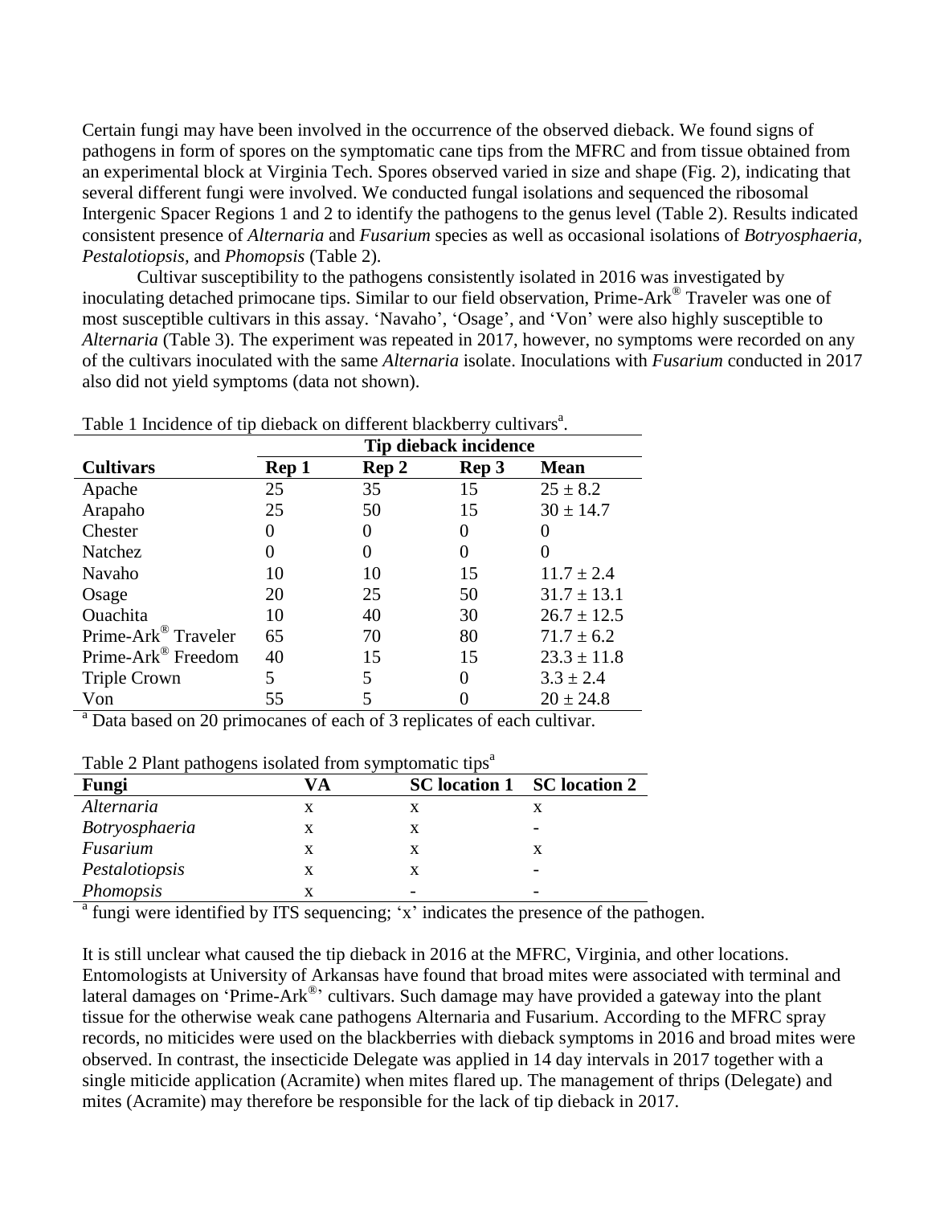Certain fungi may have been involved in the occurrence of the observed dieback. We found signs of pathogens in form of spores on the symptomatic cane tips from the MFRC and from tissue obtained from an experimental block at Virginia Tech. Spores observed varied in size and shape (Fig. 2), indicating that several different fungi were involved. We conducted fungal isolations and sequenced the ribosomal Intergenic Spacer Regions 1 and 2 to identify the pathogens to the genus level (Table 2). Results indicated consistent presence of *Alternaria* and *Fusarium* species as well as occasional isolations of *Botryosphaeria, Pestalotiopsis,* and *Phomopsis* (Table 2).

Cultivar susceptibility to the pathogens consistently isolated in 2016 was investigated by inoculating detached primocane tips. Similar to our field observation, Prime-Ark® Traveler was one of most susceptible cultivars in this assay. 'Navaho', 'Osage', and 'Von' were also highly susceptible to *Alternaria* (Table 3). The experiment was repeated in 2017, however, no symptoms were recorded on any of the cultivars inoculated with the same *Alternaria* isolate. Inoculations with *Fusarium* conducted in 2017 also did not yield symptoms (data not shown).

Table 1 Incidence of tip dieback on different blackberry cultivars[a].

| | Tip dieback incidence | | | |
|---|---|---|---|---|
| **Cultivars** | **Rep 1** | **Rep 2** | **Rep 3** | **Mean** |
| Apache | 25 | 35 | 15 | 25 ± 8.2 |
| Arapaho | 25 | 50 | 15 | 30 ± 14.7 |
| Chester | 0 | 0 | 0 | 0 |
| Natchez | 0 | 0 | 0 | 0 |
| Navaho | 10 | 10 | 15 | 11.7 ± 2.4 |
| Osage | 20 | 25 | 50 | 31.7 ± 13.1 |
| Ouachita | 10 | 40 | 30 | 26.7 ± 12.5 |
| Prime-Ark® Traveler | 65 | 70 | 80 | 71.7 ± 6.2 |
| Prime-Ark® Freedom | 40 | 15 | 15 | 23.3 ± 11.8 |
| Triple Crown | 5 | 5 | 0 | 3.3 ± 2.4 |
| Von | 55 | 5 | 0 | 20 ± 24.8 |

[a] Data based on 20 primocanes of each of 3 replicates of each cultivar.

Table 2 Plant pathogens isolated from symptomatic tips[a]

| **Fungi** | **VA** | **SC location 1** | **SC location 2** |
|---|---|---|---|
| *Alternaria* | x | x | x |
| *Botryosphaeria* | x | x | - |
| *Fusarium* | x | x | x |
| *Pestalotiopsis* | x | x | - |
| *Phomopsis* | x | - | - |

[a] fungi were identified by ITS sequencing; 'x' indicates the presence of the pathogen.

It is still unclear what caused the tip dieback in 2016 at the MFRC, Virginia, and other locations. Entomologists at University of Arkansas have found that broad mites were associated with terminal and lateral damages on 'Prime-Ark®' cultivars. Such damage may have provided a gateway into the plant tissue for the otherwise weak cane pathogens Alternaria and Fusarium. According to the MFRC spray records, no miticides were used on the blackberries with dieback symptoms in 2016 and broad mites were observed. In contrast, the insecticide Delegate was applied in 14 day intervals in 2017 together with a single miticide application (Acramite) when mites flared up. The management of thrips (Delegate) and mites (Acramite) may therefore be responsible for the lack of tip dieback in 2017.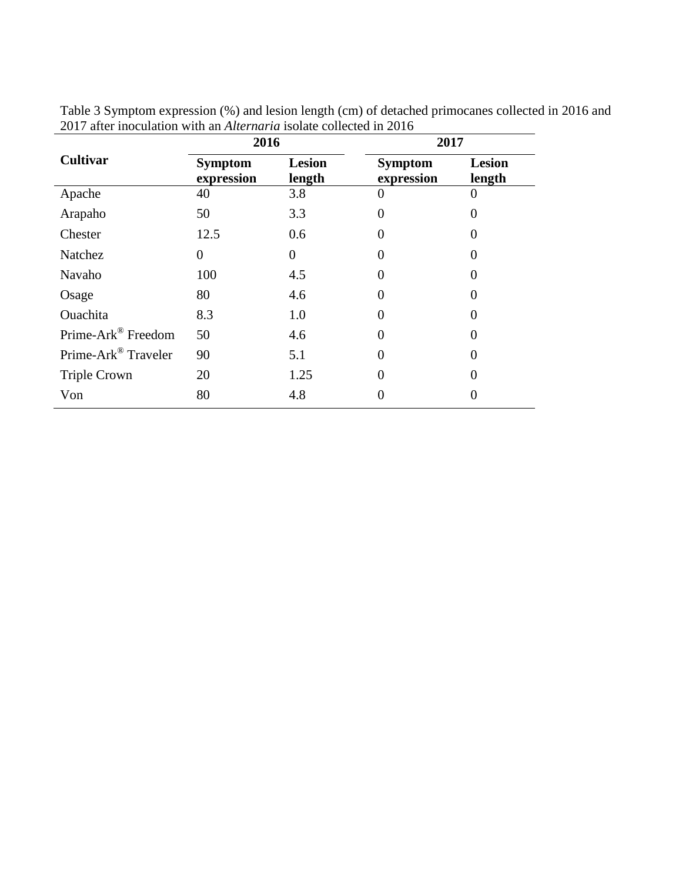Table 3 Symptom expression (%) and lesion length (cm) of detached primocanes collected in 2016 and 2017 after inoculation with an *Alternaria* isolate collected in 2016

| **Cultivar** | **2016** | | **2017** | |
|---|---|---|---|---|
| | **Symptom expression** | **Lesion length** | **Symptom expression** | **Lesion length** |
| Apache | 40 | 3.8 | 0 | 0 |
| Arapaho | 50 | 3.3 | 0 | 0 |
| Chester | 12.5 | 0.6 | 0 | 0 |
| Natchez | 0 | 0 | 0 | 0 |
| Navaho | 100 | 4.5 | 0 | 0 |
| Osage | 80 | 4.6 | 0 | 0 |
| Ouachita | 8.3 | 1.0 | 0 | 0 |
| Prime-Ark® Freedom | 50 | 4.6 | 0 | 0 |
| Prime-Ark® Traveler | 90 | 5.1 | 0 | 0 |
| Triple Crown | 20 | 1.25 | 0 | 0 |
| Von | 80 | 4.8 | 0 | 0 |